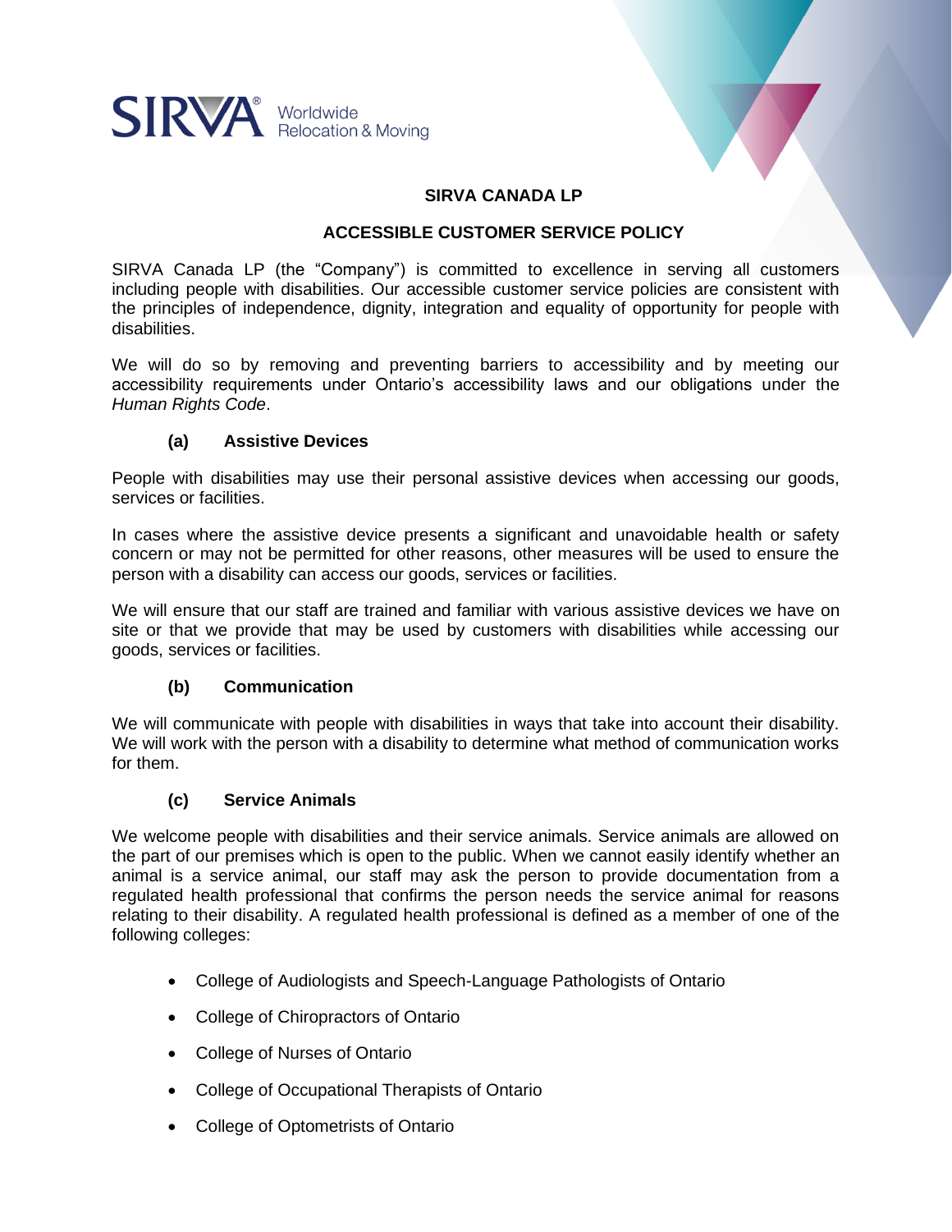# SIRVA CANADA LP

## ACCESSIBLE CUSTOMER SERVICE POLICY

SIRVA Canada LP (the "Company") is committed to excellence in serving all customers including people with disabilities. Our accessible customer service policies are consistent with the principles of independence, dignity, integration and equality of opportunity for people with disabilities.

We will do so by removing and preventing barriers to accessibility and by meeting our accessibility requirements under Ontario's accessibility laws and our obligations under the *Human Rights Code*.

### (a) Assistive Devices

People with disabilities may use their personal assistive devices when accessing our goods, services or facilities.

In cases where the assistive device presents a significant and unavoidable health or safety concern or may not be permitted for other reasons, other measures will be used to ensure the person with a disability can access our goods, services or facilities.

We will ensure that our staff are trained and familiar with various assistive devices we have on site or that we provide that may be used by customers with disabilities while accessing our goods, services or facilities.

### (b) Communication

We will communicate with people with disabilities in ways that take into account their disability. We will work with the person with a disability to determine what method of communication works for them.

### (c) Service Animals

We welcome people with disabilities and their service animals. Service animals are allowed on the part of our premises which is open to the public. When we cannot easily identify whether an animal is a service animal, our staff may ask the person to provide documentation from a regulated health professional that confirms the person needs the service animal for reasons relating to their disability. A regulated health professional is defined as a member of one of the following colleges:

- College of Audiologists and Speech-Language Pathologists of Ontario
- College of Chiropractors of Ontario
- College of Nurses of Ontario
- College of Occupational Therapists of Ontario
- College of Optometrists of Ontario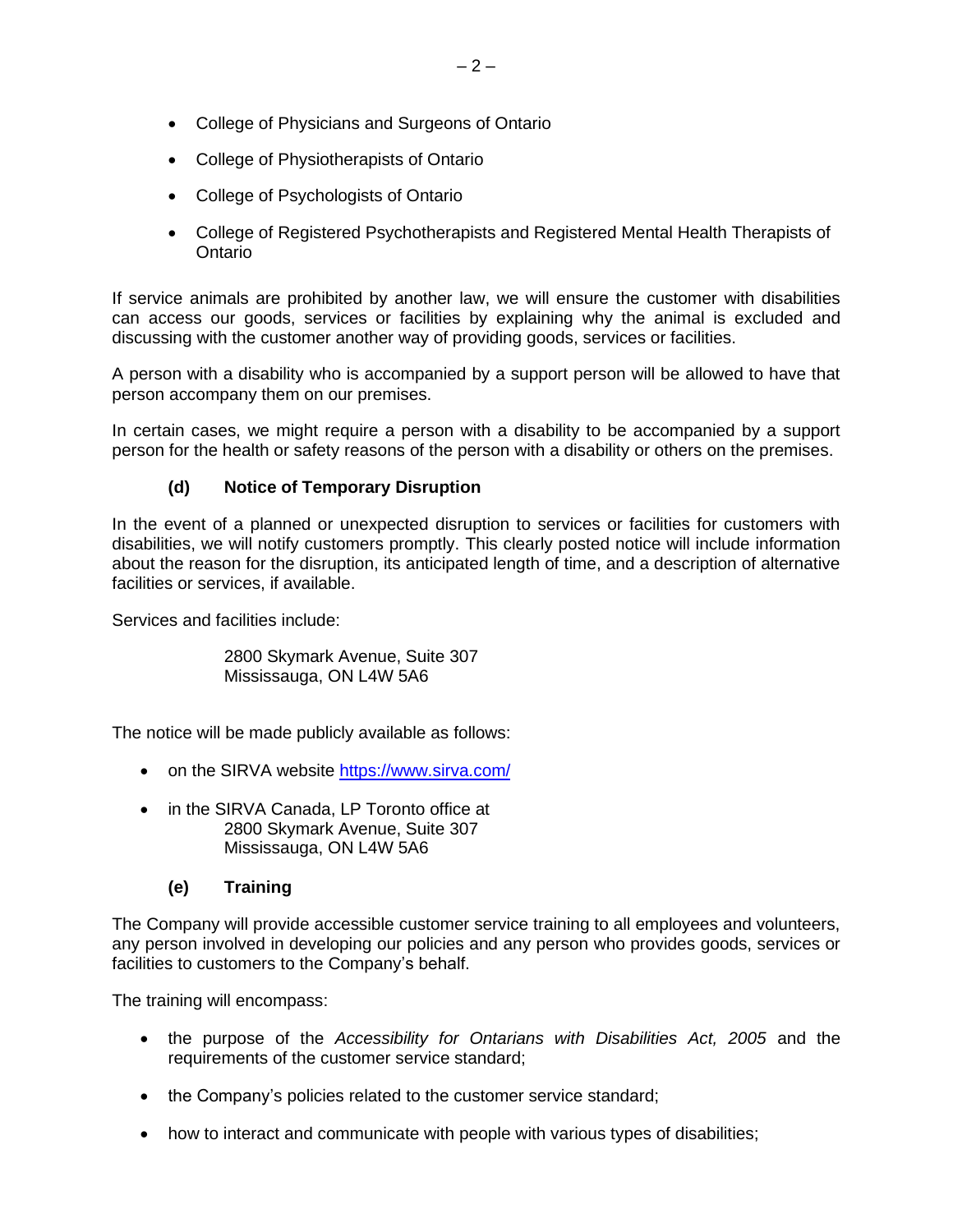- College of Physicians and Surgeons of Ontario
- College of Physiotherapists of Ontario
- College of Psychologists of Ontario
- College of Registered Psychotherapists and Registered Mental Health Therapists of Ontario

If service animals are prohibited by another law, we will ensure the customer with disabilities can access our goods, services or facilities by explaining why the animal is excluded and discussing with the customer another way of providing goods, services or facilities.

A person with a disability who is accompanied by a support person will be allowed to have that person accompany them on our premises.

In certain cases, we might require a person with a disability to be accompanied by a support person for the health or safety reasons of the person with a disability or others on the premises.

### (d) Notice of Temporary Disruption

In the event of a planned or unexpected disruption to services or facilities for customers with disabilities, we will notify customers promptly. This clearly posted notice will include information about the reason for the disruption, its anticipated length of time, and a description of alternative facilities or services, if available.

Services and facilities include:

> 2800 Skymark Avenue, Suite 307
> Mississauga, ON L4W 5A6

The notice will be made publicly available as follows:

- on the SIRVA website [https://www.sirva.com/](https://www.sirva.com/)
- in the SIRVA Canada, LP Toronto office at
  2800 Skymark Avenue, Suite 307
  Mississauga, ON L4W 5A6

### (e) Training

The Company will provide accessible customer service training to all employees and volunteers, any person involved in developing our policies and any person who provides goods, services or facilities to customers to the Company's behalf.

The training will encompass:

- the purpose of the *Accessibility for Ontarians with Disabilities Act, 2005* and the requirements of the customer service standard;
- the Company's policies related to the customer service standard;
- how to interact and communicate with people with various types of disabilities;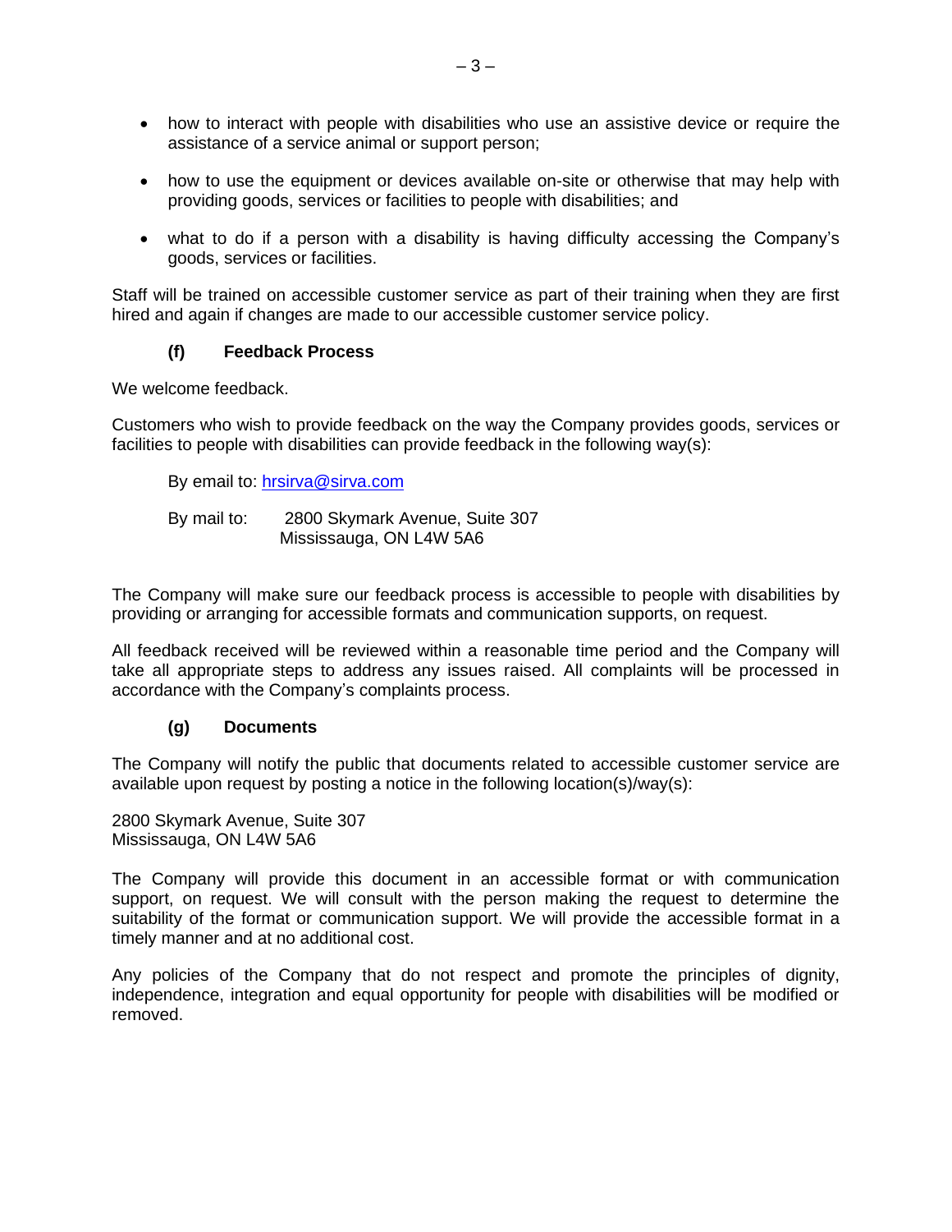- how to interact with people with disabilities who use an assistive device or require the assistance of a service animal or support person;
- how to use the equipment or devices available on-site or otherwise that may help with providing goods, services or facilities to people with disabilities; and
- what to do if a person with a disability is having difficulty accessing the Company's goods, services or facilities.

Staff will be trained on accessible customer service as part of their training when they are first hired and again if changes are made to our accessible customer service policy.

**(f) Feedback Process**

We welcome feedback.

Customers who wish to provide feedback on the way the Company provides goods, services or facilities to people with disabilities can provide feedback in the following way(s):

By email to: hrsirva@sirva.com

By mail to: 2800 Skymark Avenue, Suite 307
Mississauga, ON L4W 5A6

The Company will make sure our feedback process is accessible to people with disabilities by providing or arranging for accessible formats and communication supports, on request.

All feedback received will be reviewed within a reasonable time period and the Company will take all appropriate steps to address any issues raised. All complaints will be processed in accordance with the Company's complaints process.

**(g) Documents**

The Company will notify the public that documents related to accessible customer service are available upon request by posting a notice in the following location(s)/way(s):

2800 Skymark Avenue, Suite 307
Mississauga, ON L4W 5A6

The Company will provide this document in an accessible format or with communication support, on request. We will consult with the person making the request to determine the suitability of the format or communication support. We will provide the accessible format in a timely manner and at no additional cost.

Any policies of the Company that do not respect and promote the principles of dignity, independence, integration and equal opportunity for people with disabilities will be modified or removed.